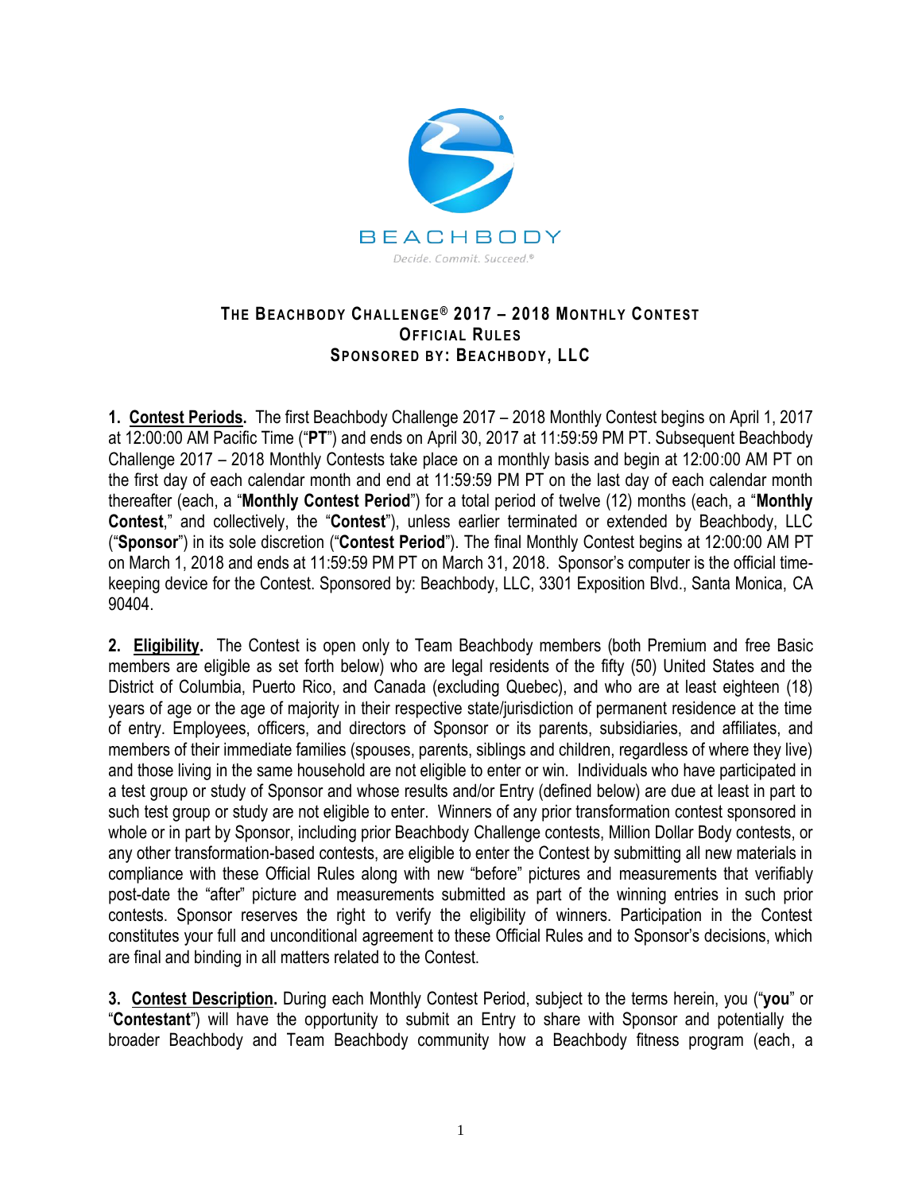BEACHBODY

*Decide. Commit. Succeed.®*

# The Beachbody Challenge® 2017 – 2018 Monthly Contest
## Official Rules
## Sponsored by: Beachbody, LLC

**1. Contest Periods.** The first Beachbody Challenge 2017 – 2018 Monthly Contest begins on April 1, 2017 at 12:00:00 AM Pacific Time ("**PT**") and ends on April 30, 2017 at 11:59:59 PM PT. Subsequent Beachbody Challenge 2017 – 2018 Monthly Contests take place on a monthly basis and begin at 12:00:00 AM PT on the first day of each calendar month and end at 11:59:59 PM PT on the last day of each calendar month thereafter (each, a "**Monthly Contest Period**") for a total period of twelve (12) months (each, a "**Monthly Contest**," and collectively, the "**Contest**"), unless earlier terminated or extended by Beachbody, LLC ("**Sponsor**") in its sole discretion ("**Contest Period**"). The final Monthly Contest begins at 12:00:00 AM PT on March 1, 2018 and ends at 11:59:59 PM PT on March 31, 2018. Sponsor's computer is the official time-keeping device for the Contest. Sponsored by: Beachbody, LLC, 3301 Exposition Blvd., Santa Monica, CA 90404.

**2. Eligibility.** The Contest is open only to Team Beachbody members (both Premium and free Basic members are eligible as set forth below) who are legal residents of the fifty (50) United States and the District of Columbia, Puerto Rico, and Canada (excluding Quebec), and who are at least eighteen (18) years of age or the age of majority in their respective state/jurisdiction of permanent residence at the time of entry. Employees, officers, and directors of Sponsor or its parents, subsidiaries, and affiliates, and members of their immediate families (spouses, parents, siblings and children, regardless of where they live) and those living in the same household are not eligible to enter or win. Individuals who have participated in a test group or study of Sponsor and whose results and/or Entry (defined below) are due at least in part to such test group or study are not eligible to enter. Winners of any prior transformation contest sponsored in whole or in part by Sponsor, including prior Beachbody Challenge contests, Million Dollar Body contests, or any other transformation-based contests, are eligible to enter the Contest by submitting all new materials in compliance with these Official Rules along with new "before" pictures and measurements that verifiably post-date the "after" picture and measurements submitted as part of the winning entries in such prior contests. Sponsor reserves the right to verify the eligibility of winners. Participation in the Contest constitutes your full and unconditional agreement to these Official Rules and to Sponsor's decisions, which are final and binding in all matters related to the Contest.

**3. Contest Description.** During each Monthly Contest Period, subject to the terms herein, you ("**you**" or "**Contestant**") will have the opportunity to submit an Entry to share with Sponsor and potentially the broader Beachbody and Team Beachbody community how a Beachbody fitness program (each, a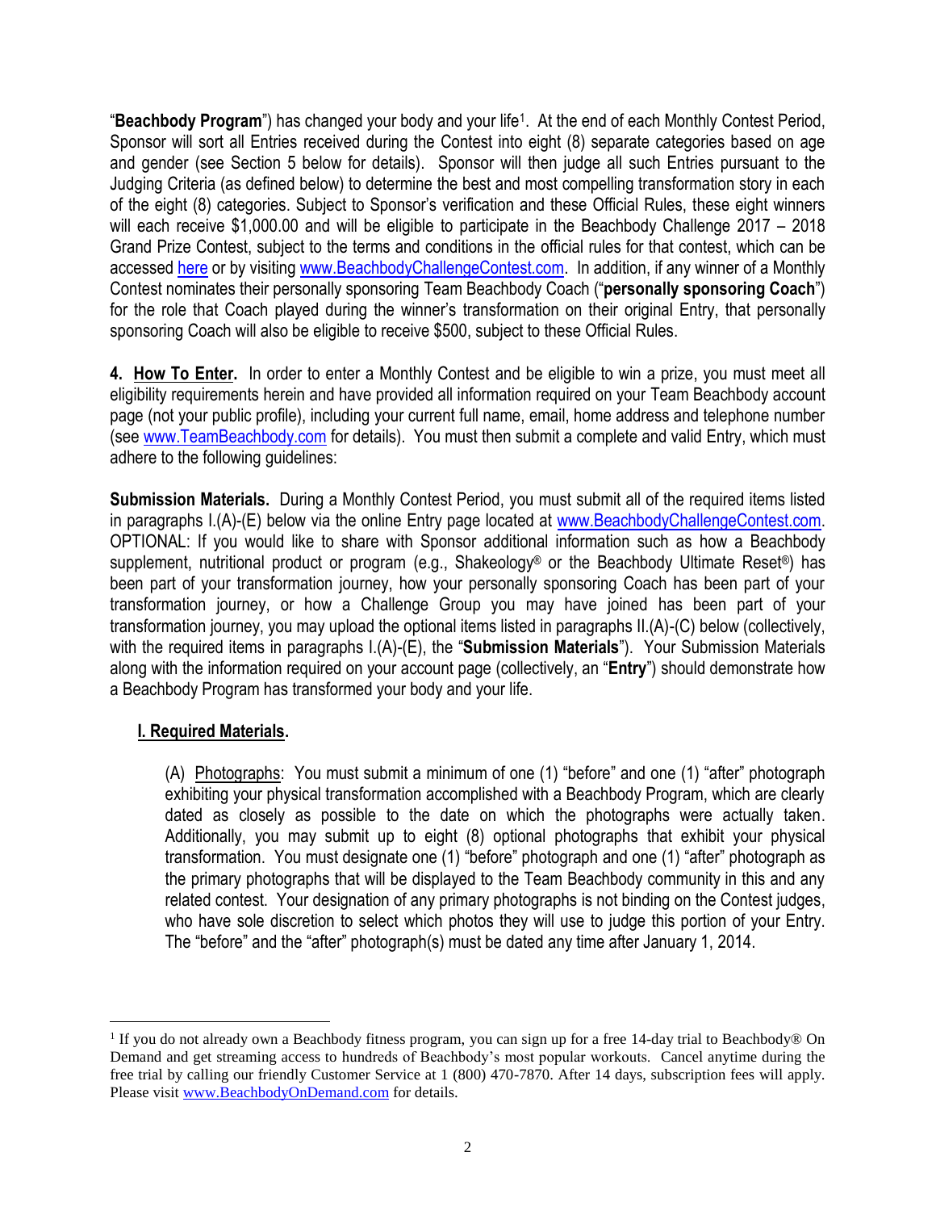"**Beachbody Program**") has changed your body and your life[1]. At the end of each Monthly Contest Period, Sponsor will sort all Entries received during the Contest into eight (8) separate categories based on age and gender (see Section 5 below for details). Sponsor will then judge all such Entries pursuant to the Judging Criteria (as defined below) to determine the best and most compelling transformation story in each of the eight (8) categories. Subject to Sponsor's verification and these Official Rules, these eight winners will each receive $1,000.00 and will be eligible to participate in the Beachbody Challenge 2017 – 2018 Grand Prize Contest, subject to the terms and conditions in the official rules for that contest, which can be accessed here or by visiting www.BeachbodyChallengeContest.com. In addition, if any winner of a Monthly Contest nominates their personally sponsoring Team Beachbody Coach ("**personally sponsoring Coach**") for the role that Coach played during the winner's transformation on their original Entry, that personally sponsoring Coach will also be eligible to receive $500, subject to these Official Rules.

**4. <u>How To Enter</u>.** In order to enter a Monthly Contest and be eligible to win a prize, you must meet all eligibility requirements herein and have provided all information required on your Team Beachbody account page (not your public profile), including your current full name, email, home address and telephone number (see www.TeamBeachbody.com for details). You must then submit a complete and valid Entry, which must adhere to the following guidelines:

**Submission Materials.** During a Monthly Contest Period, you must submit all of the required items listed in paragraphs I.(A)-(E) below via the online Entry page located at www.BeachbodyChallengeContest.com. OPTIONAL: If you would like to share with Sponsor additional information such as how a Beachbody supplement, nutritional product or program (e.g., Shakeology® or the Beachbody Ultimate Reset®) has been part of your transformation journey, how your personally sponsoring Coach has been part of your transformation journey, or how a Challenge Group you may have joined has been part of your transformation journey, you may upload the optional items listed in paragraphs II.(A)-(C) below (collectively, with the required items in paragraphs I.(A)-(E), the "**Submission Materials**"). Your Submission Materials along with the information required on your account page (collectively, an "**Entry**") should demonstrate how a Beachbody Program has transformed your body and your life.

**<u>I. Required Materials</u>.**

(A) <u>Photographs</u>: You must submit a minimum of one (1) "before" and one (1) "after" photograph exhibiting your physical transformation accomplished with a Beachbody Program, which are clearly dated as closely as possible to the date on which the photographs were actually taken. Additionally, you may submit up to eight (8) optional photographs that exhibit your physical transformation. You must designate one (1) "before" photograph and one (1) "after" photograph as the primary photographs that will be displayed to the Team Beachbody community in this and any related contest. Your designation of any primary photographs is not binding on the Contest judges, who have sole discretion to select which photos they will use to judge this portion of your Entry. The "before" and the "after" photograph(s) must be dated any time after January 1, 2014.

---

[1] If you do not already own a Beachbody fitness program, you can sign up for a free 14-day trial to Beachbody® On Demand and get streaming access to hundreds of Beachbody's most popular workouts. Cancel anytime during the free trial by calling our friendly Customer Service at 1 (800) 470-7870. After 14 days, subscription fees will apply. Please visit www.BeachbodyOnDemand.com for details.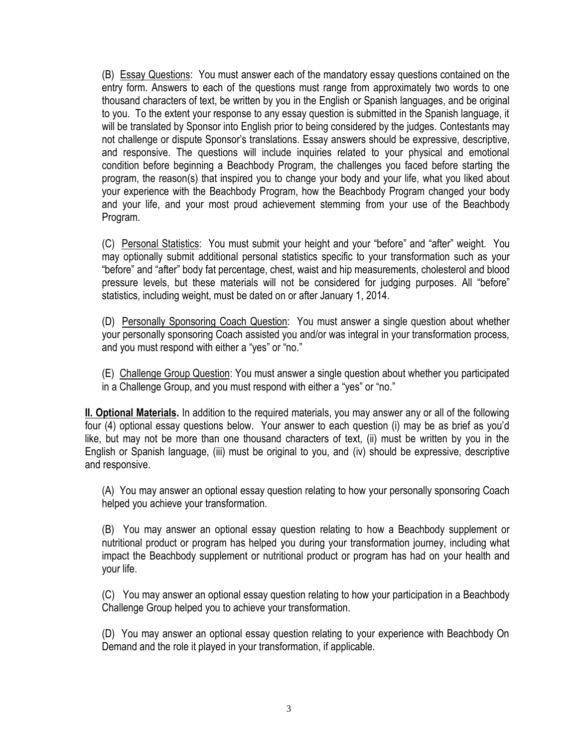(B) Essay Questions: You must answer each of the mandatory essay questions contained on the entry form. Answers to each of the questions must range from approximately two words to one thousand characters of text, be written by you in the English or Spanish languages, and be original to you. To the extent your response to any essay question is submitted in the Spanish language, it will be translated by Sponsor into English prior to being considered by the judges. Contestants may not challenge or dispute Sponsor's translations. Essay answers should be expressive, descriptive, and responsive. The questions will include inquiries related to your physical and emotional condition before beginning a Beachbody Program, the challenges you faced before starting the program, the reason(s) that inspired you to change your body and your life, what you liked about your experience with the Beachbody Program, how the Beachbody Program changed your body and your life, and your most proud achievement stemming from your use of the Beachbody Program.

(C) Personal Statistics: You must submit your height and your "before" and "after" weight. You may optionally submit additional personal statistics specific to your transformation such as your "before" and "after" body fat percentage, chest, waist and hip measurements, cholesterol and blood pressure levels, but these materials will not be considered for judging purposes. All "before" statistics, including weight, must be dated on or after January 1, 2014.

(D) Personally Sponsoring Coach Question: You must answer a single question about whether your personally sponsoring Coach assisted you and/or was integral in your transformation process, and you must respond with either a "yes" or "no."

(E) Challenge Group Question: You must answer a single question about whether you participated in a Challenge Group, and you must respond with either a "yes" or "no."

**II. Optional Materials.** In addition to the required materials, you may answer any or all of the following four (4) optional essay questions below. Your answer to each question (i) may be as brief as you'd like, but may not be more than one thousand characters of text, (ii) must be written by you in the English or Spanish language, (iii) must be original to you, and (iv) should be expressive, descriptive and responsive.

(A) You may answer an optional essay question relating to how your personally sponsoring Coach helped you achieve your transformation.

(B) You may answer an optional essay question relating to how a Beachbody supplement or nutritional product or program has helped you during your transformation journey, including what impact the Beachbody supplement or nutritional product or program has had on your health and your life.

(C) You may answer an optional essay question relating to how your participation in a Beachbody Challenge Group helped you to achieve your transformation.

(D) You may answer an optional essay question relating to your experience with Beachbody On Demand and the role it played in your transformation, if applicable.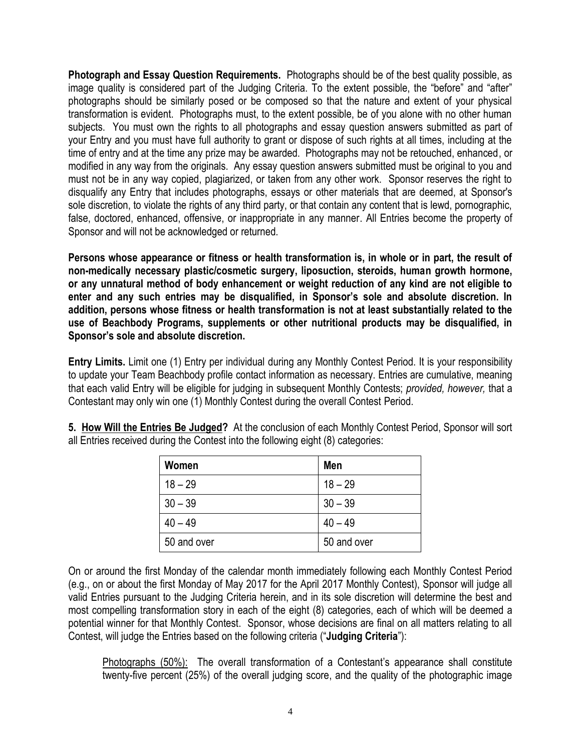**Photograph and Essay Question Requirements.** Photographs should be of the best quality possible, as image quality is considered part of the Judging Criteria. To the extent possible, the "before" and "after" photographs should be similarly posed or be composed so that the nature and extent of your physical transformation is evident. Photographs must, to the extent possible, be of you alone with no other human subjects. You must own the rights to all photographs and essay question answers submitted as part of your Entry and you must have full authority to grant or dispose of such rights at all times, including at the time of entry and at the time any prize may be awarded. Photographs may not be retouched, enhanced, or modified in any way from the originals. Any essay question answers submitted must be original to you and must not be in any way copied, plagiarized, or taken from any other work. Sponsor reserves the right to disqualify any Entry that includes photographs, essays or other materials that are deemed, at Sponsor's sole discretion, to violate the rights of any third party, or that contain any content that is lewd, pornographic, false, doctored, enhanced, offensive, or inappropriate in any manner. All Entries become the property of Sponsor and will not be acknowledged or returned.

**Persons whose appearance or fitness or health transformation is, in whole or in part, the result of non-medically necessary plastic/cosmetic surgery, liposuction, steroids, human growth hormone, or any unnatural method of body enhancement or weight reduction of any kind are not eligible to enter and any such entries may be disqualified, in Sponsor's sole and absolute discretion. In addition, persons whose fitness or health transformation is not at least substantially related to the use of Beachbody Programs, supplements or other nutritional products may be disqualified, in Sponsor's sole and absolute discretion.**

**Entry Limits.** Limit one (1) Entry per individual during any Monthly Contest Period. It is your responsibility to update your Team Beachbody profile contact information as necessary. Entries are cumulative, meaning that each valid Entry will be eligible for judging in subsequent Monthly Contests; *provided, however,* that a Contestant may only win one (1) Monthly Contest during the overall Contest Period.

**5. <u>How Will the Entries Be Judged</u>?** At the conclusion of each Monthly Contest Period, Sponsor will sort all Entries received during the Contest into the following eight (8) categories:

| Women | Men |
|---|---|
| 18 – 29 | 18 – 29 |
| 30 – 39 | 30 – 39 |
| 40 – 49 | 40 – 49 |
| 50 and over | 50 and over |

On or around the first Monday of the calendar month immediately following each Monthly Contest Period (e.g., on or about the first Monday of May 2017 for the April 2017 Monthly Contest), Sponsor will judge all valid Entries pursuant to the Judging Criteria herein, and in its sole discretion will determine the best and most compelling transformation story in each of the eight (8) categories, each of which will be deemed a potential winner for that Monthly Contest. Sponsor, whose decisions are final on all matters relating to all Contest, will judge the Entries based on the following criteria ("**Judging Criteria**"):

<u>Photographs (50%):</u> The overall transformation of a Contestant's appearance shall constitute twenty-five percent (25%) of the overall judging score, and the quality of the photographic image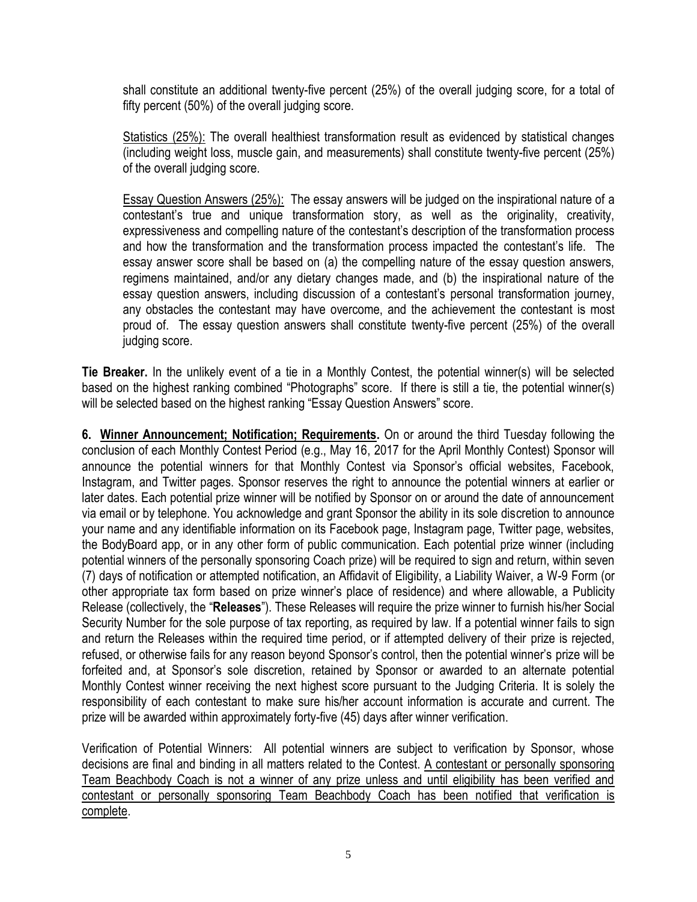shall constitute an additional twenty-five percent (25%) of the overall judging score, for a total of fifty percent (50%) of the overall judging score.

Statistics (25%): The overall healthiest transformation result as evidenced by statistical changes (including weight loss, muscle gain, and measurements) shall constitute twenty-five percent (25%) of the overall judging score.

Essay Question Answers (25%): The essay answers will be judged on the inspirational nature of a contestant's true and unique transformation story, as well as the originality, creativity, expressiveness and compelling nature of the contestant's description of the transformation process and how the transformation and the transformation process impacted the contestant's life. The essay answer score shall be based on (a) the compelling nature of the essay question answers, regimens maintained, and/or any dietary changes made, and (b) the inspirational nature of the essay question answers, including discussion of a contestant's personal transformation journey, any obstacles the contestant may have overcome, and the achievement the contestant is most proud of. The essay question answers shall constitute twenty-five percent (25%) of the overall judging score.

**Tie Breaker.** In the unlikely event of a tie in a Monthly Contest, the potential winner(s) will be selected based on the highest ranking combined "Photographs" score. If there is still a tie, the potential winner(s) will be selected based on the highest ranking "Essay Question Answers" score.

**6. Winner Announcement; Notification; Requirements.** On or around the third Tuesday following the conclusion of each Monthly Contest Period (e.g., May 16, 2017 for the April Monthly Contest) Sponsor will announce the potential winners for that Monthly Contest via Sponsor's official websites, Facebook, Instagram, and Twitter pages. Sponsor reserves the right to announce the potential winners at earlier or later dates. Each potential prize winner will be notified by Sponsor on or around the date of announcement via email or by telephone. You acknowledge and grant Sponsor the ability in its sole discretion to announce your name and any identifiable information on its Facebook page, Instagram page, Twitter page, websites, the BodyBoard app, or in any other form of public communication. Each potential prize winner (including potential winners of the personally sponsoring Coach prize) will be required to sign and return, within seven (7) days of notification or attempted notification, an Affidavit of Eligibility, a Liability Waiver, a W-9 Form (or other appropriate tax form based on prize winner's place of residence) and where allowable, a Publicity Release (collectively, the "**Releases**"). These Releases will require the prize winner to furnish his/her Social Security Number for the sole purpose of tax reporting, as required by law. If a potential winner fails to sign and return the Releases within the required time period, or if attempted delivery of their prize is rejected, refused, or otherwise fails for any reason beyond Sponsor's control, then the potential winner's prize will be forfeited and, at Sponsor's sole discretion, retained by Sponsor or awarded to an alternate potential Monthly Contest winner receiving the next highest score pursuant to the Judging Criteria. It is solely the responsibility of each contestant to make sure his/her account information is accurate and current. The prize will be awarded within approximately forty-five (45) days after winner verification.

Verification of Potential Winners: All potential winners are subject to verification by Sponsor, whose decisions are final and binding in all matters related to the Contest. A contestant or personally sponsoring Team Beachbody Coach is not a winner of any prize unless and until eligibility has been verified and contestant or personally sponsoring Team Beachbody Coach has been notified that verification is complete.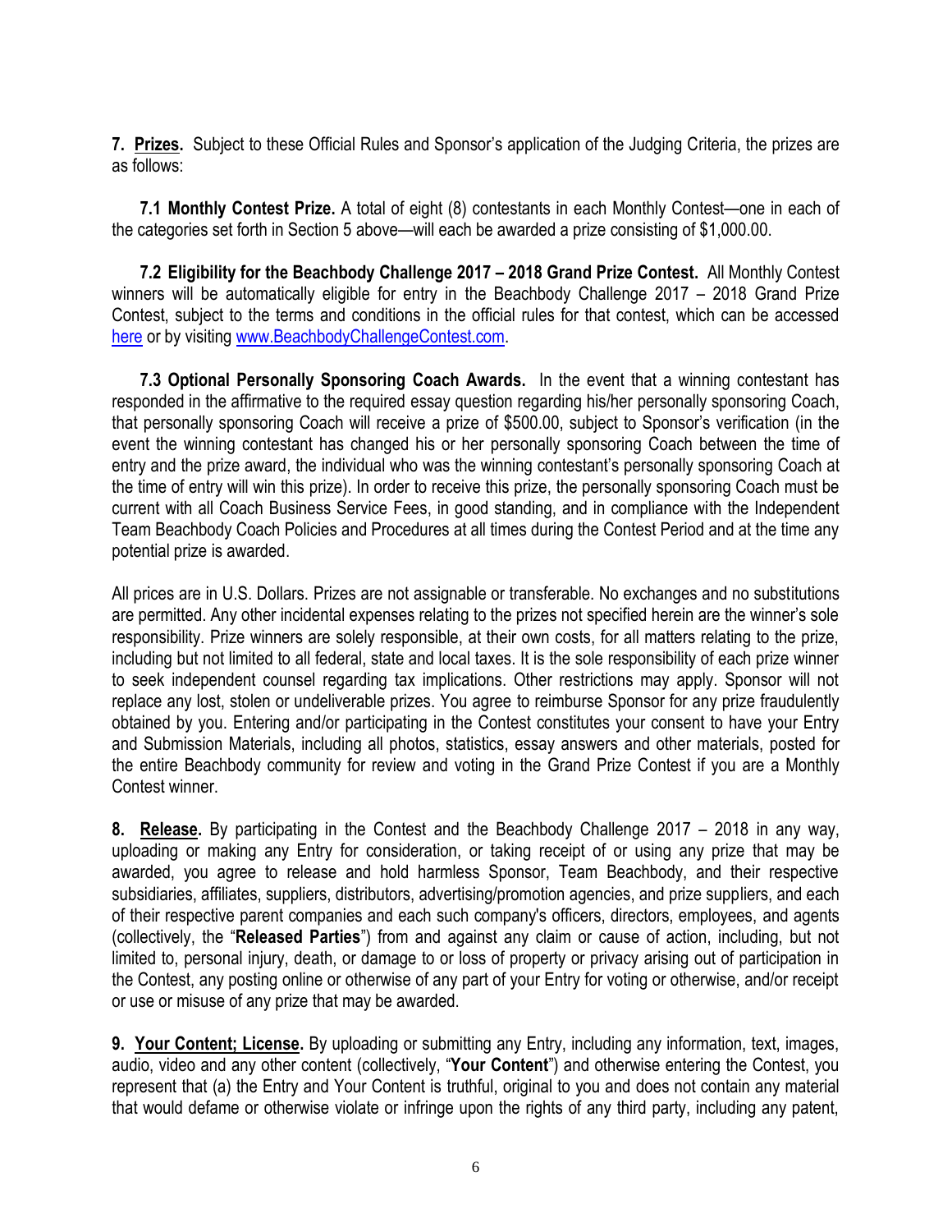**7. Prizes.** Subject to these Official Rules and Sponsor's application of the Judging Criteria, the prizes are as follows:

**7.1 Monthly Contest Prize.** A total of eight (8) contestants in each Monthly Contest—one in each of the categories set forth in Section 5 above—will each be awarded a prize consisting of $1,000.00.

**7.2 Eligibility for the Beachbody Challenge 2017 – 2018 Grand Prize Contest.** All Monthly Contest winners will be automatically eligible for entry in the Beachbody Challenge 2017 – 2018 Grand Prize Contest, subject to the terms and conditions in the official rules for that contest, which can be accessed here or by visiting www.BeachbodyChallengeContest.com.

**7.3 Optional Personally Sponsoring Coach Awards.** In the event that a winning contestant has responded in the affirmative to the required essay question regarding his/her personally sponsoring Coach, that personally sponsoring Coach will receive a prize of $500.00, subject to Sponsor's verification (in the event the winning contestant has changed his or her personally sponsoring Coach between the time of entry and the prize award, the individual who was the winning contestant's personally sponsoring Coach at the time of entry will win this prize). In order to receive this prize, the personally sponsoring Coach must be current with all Coach Business Service Fees, in good standing, and in compliance with the Independent Team Beachbody Coach Policies and Procedures at all times during the Contest Period and at the time any potential prize is awarded.

All prices are in U.S. Dollars. Prizes are not assignable or transferable. No exchanges and no substitutions are permitted. Any other incidental expenses relating to the prizes not specified herein are the winner's sole responsibility. Prize winners are solely responsible, at their own costs, for all matters relating to the prize, including but not limited to all federal, state and local taxes. It is the sole responsibility of each prize winner to seek independent counsel regarding tax implications. Other restrictions may apply. Sponsor will not replace any lost, stolen or undeliverable prizes. You agree to reimburse Sponsor for any prize fraudulently obtained by you. Entering and/or participating in the Contest constitutes your consent to have your Entry and Submission Materials, including all photos, statistics, essay answers and other materials, posted for the entire Beachbody community for review and voting in the Grand Prize Contest if you are a Monthly Contest winner.

**8. Release.** By participating in the Contest and the Beachbody Challenge 2017 – 2018 in any way, uploading or making any Entry for consideration, or taking receipt of or using any prize that may be awarded, you agree to release and hold harmless Sponsor, Team Beachbody, and their respective subsidiaries, affiliates, suppliers, distributors, advertising/promotion agencies, and prize suppliers, and each of their respective parent companies and each such company's officers, directors, employees, and agents (collectively, the "**Released Parties**") from and against any claim or cause of action, including, but not limited to, personal injury, death, or damage to or loss of property or privacy arising out of participation in the Contest, any posting online or otherwise of any part of your Entry for voting or otherwise, and/or receipt or use or misuse of any prize that may be awarded.

**9. Your Content; License.** By uploading or submitting any Entry, including any information, text, images, audio, video and any other content (collectively, "**Your Content**") and otherwise entering the Contest, you represent that (a) the Entry and Your Content is truthful, original to you and does not contain any material that would defame or otherwise violate or infringe upon the rights of any third party, including any patent,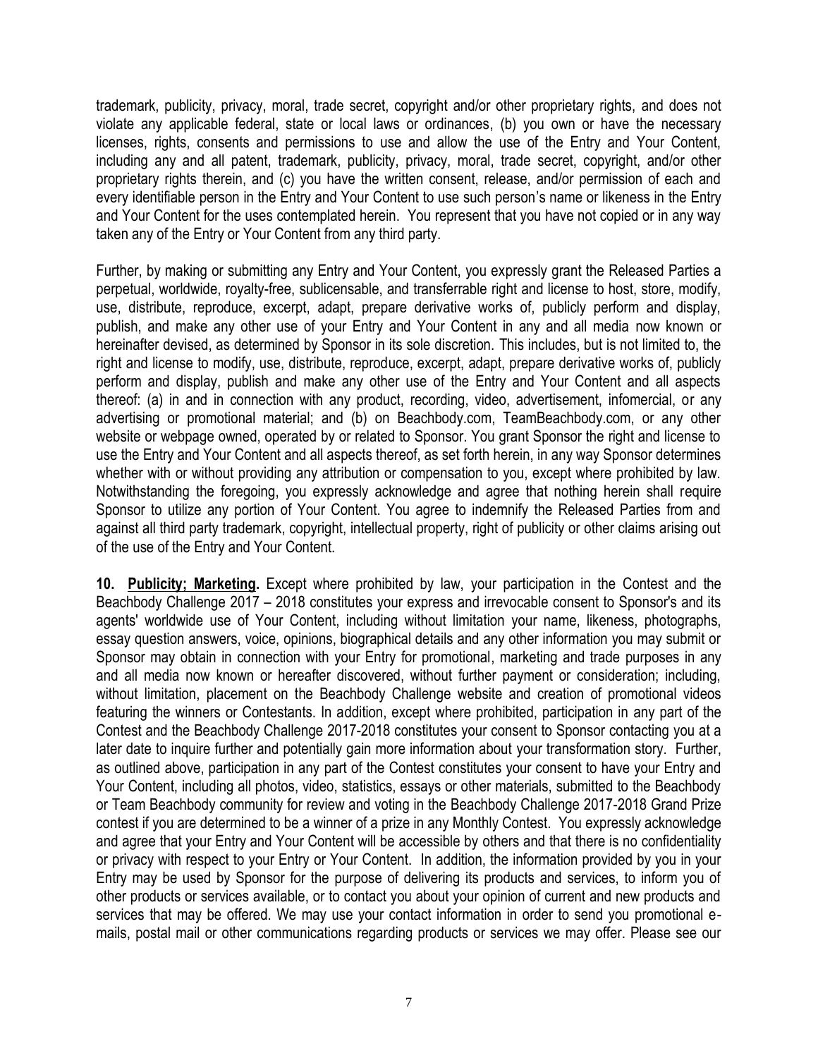trademark, publicity, privacy, moral, trade secret, copyright and/or other proprietary rights, and does not violate any applicable federal, state or local laws or ordinances, (b) you own or have the necessary licenses, rights, consents and permissions to use and allow the use of the Entry and Your Content, including any and all patent, trademark, publicity, privacy, moral, trade secret, copyright, and/or other proprietary rights therein, and (c) you have the written consent, release, and/or permission of each and every identifiable person in the Entry and Your Content to use such person's name or likeness in the Entry and Your Content for the uses contemplated herein. You represent that you have not copied or in any way taken any of the Entry or Your Content from any third party.

Further, by making or submitting any Entry and Your Content, you expressly grant the Released Parties a perpetual, worldwide, royalty-free, sublicensable, and transferrable right and license to host, store, modify, use, distribute, reproduce, excerpt, adapt, prepare derivative works of, publicly perform and display, publish, and make any other use of your Entry and Your Content in any and all media now known or hereinafter devised, as determined by Sponsor in its sole discretion. This includes, but is not limited to, the right and license to modify, use, distribute, reproduce, excerpt, adapt, prepare derivative works of, publicly perform and display, publish and make any other use of the Entry and Your Content and all aspects thereof: (a) in and in connection with any product, recording, video, advertisement, infomercial, or any advertising or promotional material; and (b) on Beachbody.com, TeamBeachbody.com, or any other website or webpage owned, operated by or related to Sponsor. You grant Sponsor the right and license to use the Entry and Your Content and all aspects thereof, as set forth herein, in any way Sponsor determines whether with or without providing any attribution or compensation to you, except where prohibited by law. Notwithstanding the foregoing, you expressly acknowledge and agree that nothing herein shall require Sponsor to utilize any portion of Your Content. You agree to indemnify the Released Parties from and against all third party trademark, copyright, intellectual property, right of publicity or other claims arising out of the use of the Entry and Your Content.

**10. <u>Publicity; Marketing</u>.** Except where prohibited by law, your participation in the Contest and the Beachbody Challenge 2017 – 2018 constitutes your express and irrevocable consent to Sponsor's and its agents' worldwide use of Your Content, including without limitation your name, likeness, photographs, essay question answers, voice, opinions, biographical details and any other information you may submit or Sponsor may obtain in connection with your Entry for promotional, marketing and trade purposes in any and all media now known or hereafter discovered, without further payment or consideration; including, without limitation, placement on the Beachbody Challenge website and creation of promotional videos featuring the winners or Contestants. In addition, except where prohibited, participation in any part of the Contest and the Beachbody Challenge 2017-2018 constitutes your consent to Sponsor contacting you at a later date to inquire further and potentially gain more information about your transformation story. Further, as outlined above, participation in any part of the Contest constitutes your consent to have your Entry and Your Content, including all photos, video, statistics, essays or other materials, submitted to the Beachbody or Team Beachbody community for review and voting in the Beachbody Challenge 2017-2018 Grand Prize contest if you are determined to be a winner of a prize in any Monthly Contest. You expressly acknowledge and agree that your Entry and Your Content will be accessible by others and that there is no confidentiality or privacy with respect to your Entry or Your Content. In addition, the information provided by you in your Entry may be used by Sponsor for the purpose of delivering its products and services, to inform you of other products or services available, or to contact you about your opinion of current and new products and services that may be offered. We may use your contact information in order to send you promotional e-mails, postal mail or other communications regarding products or services we may offer. Please see our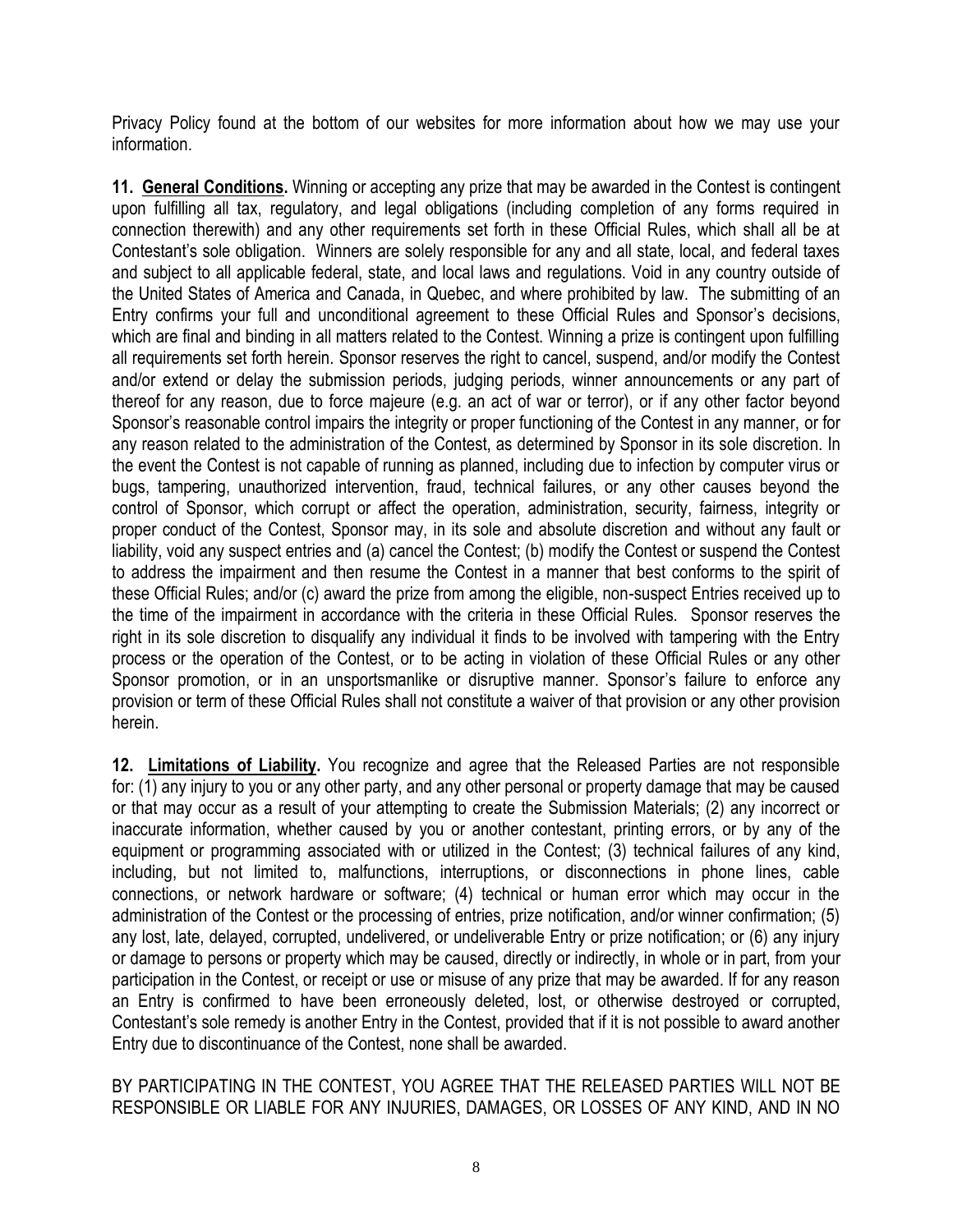Privacy Policy found at the bottom of our websites for more information about how we may use your information.

**11. General Conditions.** Winning or accepting any prize that may be awarded in the Contest is contingent upon fulfilling all tax, regulatory, and legal obligations (including completion of any forms required in connection therewith) and any other requirements set forth in these Official Rules, which shall all be at Contestant's sole obligation. Winners are solely responsible for any and all state, local, and federal taxes and subject to all applicable federal, state, and local laws and regulations. Void in any country outside of the United States of America and Canada, in Quebec, and where prohibited by law. The submitting of an Entry confirms your full and unconditional agreement to these Official Rules and Sponsor's decisions, which are final and binding in all matters related to the Contest. Winning a prize is contingent upon fulfilling all requirements set forth herein. Sponsor reserves the right to cancel, suspend, and/or modify the Contest and/or extend or delay the submission periods, judging periods, winner announcements or any part of thereof for any reason, due to force majeure (e.g. an act of war or terror), or if any other factor beyond Sponsor's reasonable control impairs the integrity or proper functioning of the Contest in any manner, or for any reason related to the administration of the Contest, as determined by Sponsor in its sole discretion. In the event the Contest is not capable of running as planned, including due to infection by computer virus or bugs, tampering, unauthorized intervention, fraud, technical failures, or any other causes beyond the control of Sponsor, which corrupt or affect the operation, administration, security, fairness, integrity or proper conduct of the Contest, Sponsor may, in its sole and absolute discretion and without any fault or liability, void any suspect entries and (a) cancel the Contest; (b) modify the Contest or suspend the Contest to address the impairment and then resume the Contest in a manner that best conforms to the spirit of these Official Rules; and/or (c) award the prize from among the eligible, non-suspect Entries received up to the time of the impairment in accordance with the criteria in these Official Rules. Sponsor reserves the right in its sole discretion to disqualify any individual it finds to be involved with tampering with the Entry process or the operation of the Contest, or to be acting in violation of these Official Rules or any other Sponsor promotion, or in an unsportsmanlike or disruptive manner. Sponsor's failure to enforce any provision or term of these Official Rules shall not constitute a waiver of that provision or any other provision herein.

**12. Limitations of Liability.** You recognize and agree that the Released Parties are not responsible for: (1) any injury to you or any other party, and any other personal or property damage that may be caused or that may occur as a result of your attempting to create the Submission Materials; (2) any incorrect or inaccurate information, whether caused by you or another contestant, printing errors, or by any of the equipment or programming associated with or utilized in the Contest; (3) technical failures of any kind, including, but not limited to, malfunctions, interruptions, or disconnections in phone lines, cable connections, or network hardware or software; (4) technical or human error which may occur in the administration of the Contest or the processing of entries, prize notification, and/or winner confirmation; (5) any lost, late, delayed, corrupted, undelivered, or undeliverable Entry or prize notification; or (6) any injury or damage to persons or property which may be caused, directly or indirectly, in whole or in part, from your participation in the Contest, or receipt or use or misuse of any prize that may be awarded. If for any reason an Entry is confirmed to have been erroneously deleted, lost, or otherwise destroyed or corrupted, Contestant's sole remedy is another Entry in the Contest, provided that if it is not possible to award another Entry due to discontinuance of the Contest, none shall be awarded.

BY PARTICIPATING IN THE CONTEST, YOU AGREE THAT THE RELEASED PARTIES WILL NOT BE RESPONSIBLE OR LIABLE FOR ANY INJURIES, DAMAGES, OR LOSSES OF ANY KIND, AND IN NO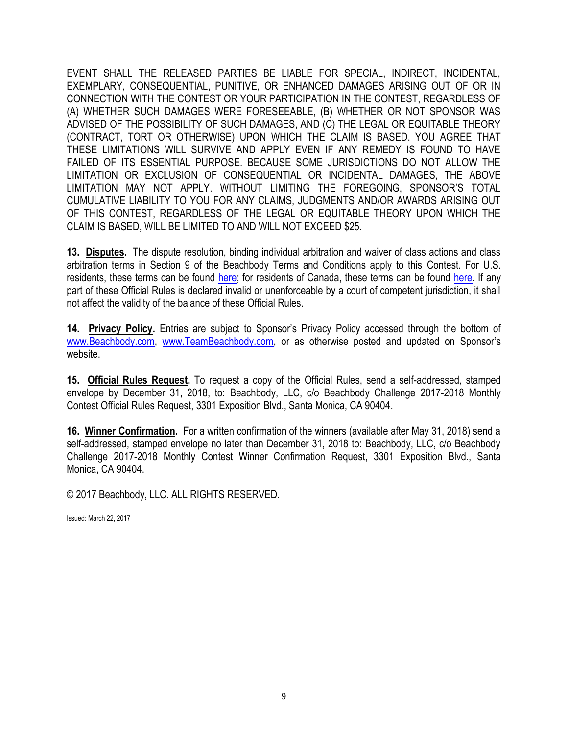EVENT SHALL THE RELEASED PARTIES BE LIABLE FOR SPECIAL, INDIRECT, INCIDENTAL, EXEMPLARY, CONSEQUENTIAL, PUNITIVE, OR ENHANCED DAMAGES ARISING OUT OF OR IN CONNECTION WITH THE CONTEST OR YOUR PARTICIPATION IN THE CONTEST, REGARDLESS OF (A) WHETHER SUCH DAMAGES WERE FORESEEABLE, (B) WHETHER OR NOT SPONSOR WAS ADVISED OF THE POSSIBILITY OF SUCH DAMAGES, AND (C) THE LEGAL OR EQUITABLE THEORY (CONTRACT, TORT OR OTHERWISE) UPON WHICH THE CLAIM IS BASED. YOU AGREE THAT THESE LIMITATIONS WILL SURVIVE AND APPLY EVEN IF ANY REMEDY IS FOUND TO HAVE FAILED OF ITS ESSENTIAL PURPOSE. BECAUSE SOME JURISDICTIONS DO NOT ALLOW THE LIMITATION OR EXCLUSION OF CONSEQUENTIAL OR INCIDENTAL DAMAGES, THE ABOVE LIMITATION MAY NOT APPLY. WITHOUT LIMITING THE FOREGOING, SPONSOR'S TOTAL CUMULATIVE LIABILITY TO YOU FOR ANY CLAIMS, JUDGMENTS AND/OR AWARDS ARISING OUT OF THIS CONTEST, REGARDLESS OF THE LEGAL OR EQUITABLE THEORY UPON WHICH THE CLAIM IS BASED, WILL BE LIMITED TO AND WILL NOT EXCEED $25.

**13. Disputes.** The dispute resolution, binding individual arbitration and waiver of class actions and class arbitration terms in Section 9 of the Beachbody Terms and Conditions apply to this Contest. For U.S. residents, these terms can be found here; for residents of Canada, these terms can be found here. If any part of these Official Rules is declared invalid or unenforceable by a court of competent jurisdiction, it shall not affect the validity of the balance of these Official Rules.

**14. Privacy Policy.** Entries are subject to Sponsor's Privacy Policy accessed through the bottom of www.Beachbody.com, www.TeamBeachbody.com, or as otherwise posted and updated on Sponsor's website.

**15. Official Rules Request.** To request a copy of the Official Rules, send a self-addressed, stamped envelope by December 31, 2018, to: Beachbody, LLC, c/o Beachbody Challenge 2017-2018 Monthly Contest Official Rules Request, 3301 Exposition Blvd., Santa Monica, CA 90404.

**16. Winner Confirmation.** For a written confirmation of the winners (available after May 31, 2018) send a self-addressed, stamped envelope no later than December 31, 2018 to: Beachbody, LLC, c/o Beachbody Challenge 2017-2018 Monthly Contest Winner Confirmation Request, 3301 Exposition Blvd., Santa Monica, CA 90404.

© 2017 Beachbody, LLC. ALL RIGHTS RESERVED.

Issued: March 22, 2017